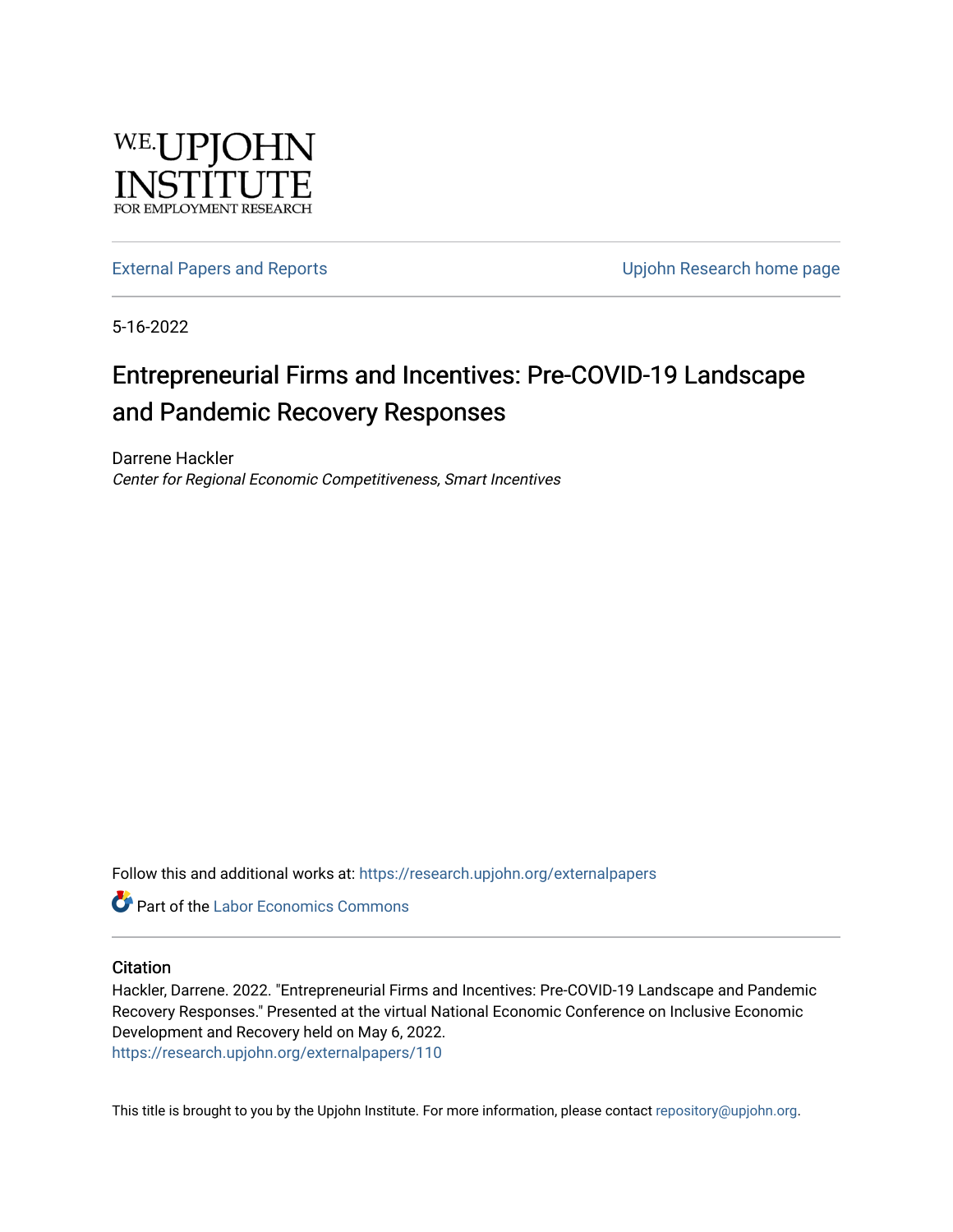W.E. UPJOHN INSTITUTE FOR EMPLOYMENT RESEARCH

External Papers and Reports

Upjohn Research home page

5-16-2022

# Entrepreneurial Firms and Incentives: Pre-COVID-19 Landscape and Pandemic Recovery Responses

Darrene Hackler
*Center for Regional Economic Competitiveness, Smart Incentives*

Follow this and additional works at: https://research.upjohn.org/externalpapers

Part of the Labor Economics Commons

## Citation

Hackler, Darrene. 2022. "Entrepreneurial Firms and Incentives: Pre-COVID-19 Landscape and Pandemic Recovery Responses." Presented at the virtual National Economic Conference on Inclusive Economic Development and Recovery held on May 6, 2022.
https://research.upjohn.org/externalpapers/110

This title is brought to you by the Upjohn Institute. For more information, please contact repository@upjohn.org.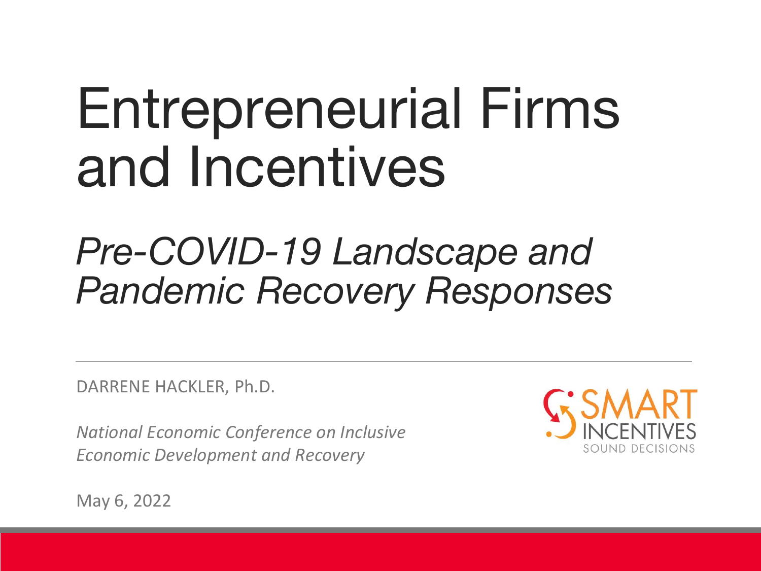# Entrepreneurial Firms and Incentives

## *Pre-COVID-19 Landscape and Pandemic Recovery Responses*

DARRENE HACKLER, Ph.D.

*National Economic Conference on Inclusive Economic Development and Recovery*

May 6, 2022

SMART INCENTIVES
SOUND DECISIONS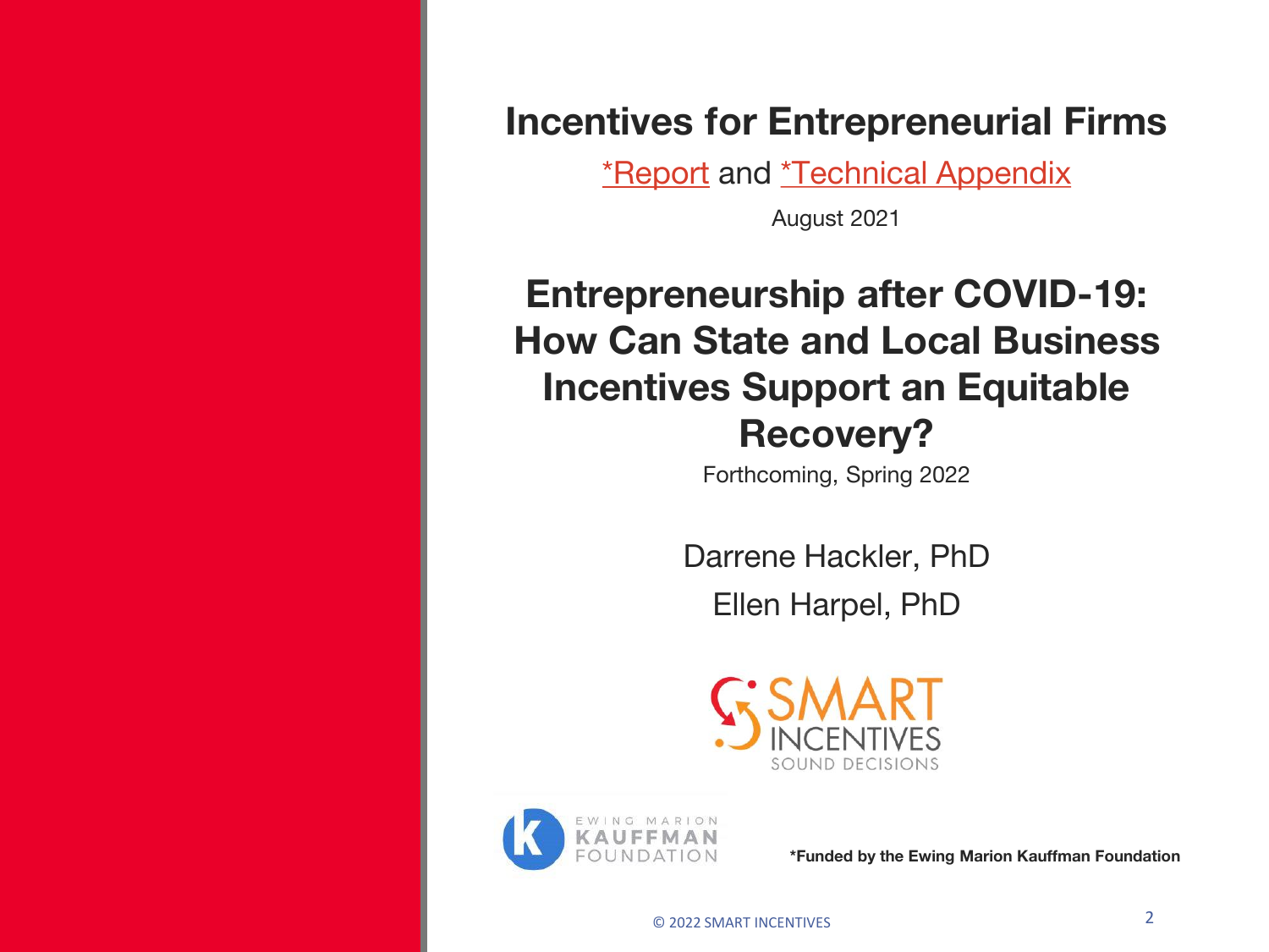# Incentives for Entrepreneurial Firms

*Report and *Technical Appendix

August 2021

# Entrepreneurship after COVID-19: How Can State and Local Business Incentives Support an Equitable Recovery?

Forthcoming, Spring 2022

Darrene Hackler, PhD

Ellen Harpel, PhD

SMART INCENTIVES
SOUND DECISIONS

EWING MARION KAUFFMAN FOUNDATION

**\*Funded by the Ewing Marion Kauffman Foundation**

© 2022 SMART INCENTIVES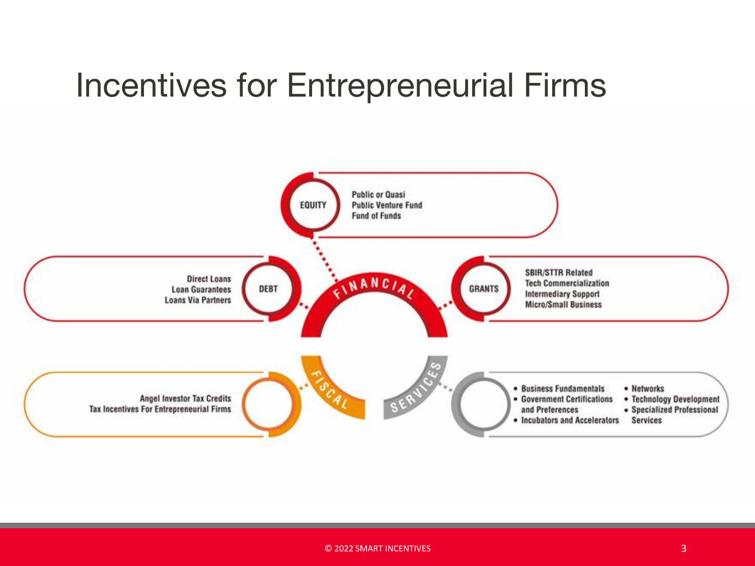# Incentives for Entrepreneurial Firms

## FINANCIAL

**EQUITY**
- Public or Quasi Public Venture Fund
- Fund of Funds

**DEBT**
- Direct Loans
- Loan Guarantees
- Loans Via Partners

**GRANTS**
- SBIR/STTR Related
- Tech Commercialization
- Intermediary Support
- Micro/Small Business

## FISCAL

- Angel Investor Tax Credits
- Tax Incentives For Entrepreneurial Firms

## SERVICES

- Business Fundamentals
- Government Certifications and Preferences
- Incubators and Accelerators
- Networks
- Technology Development
- Specialized Professional Services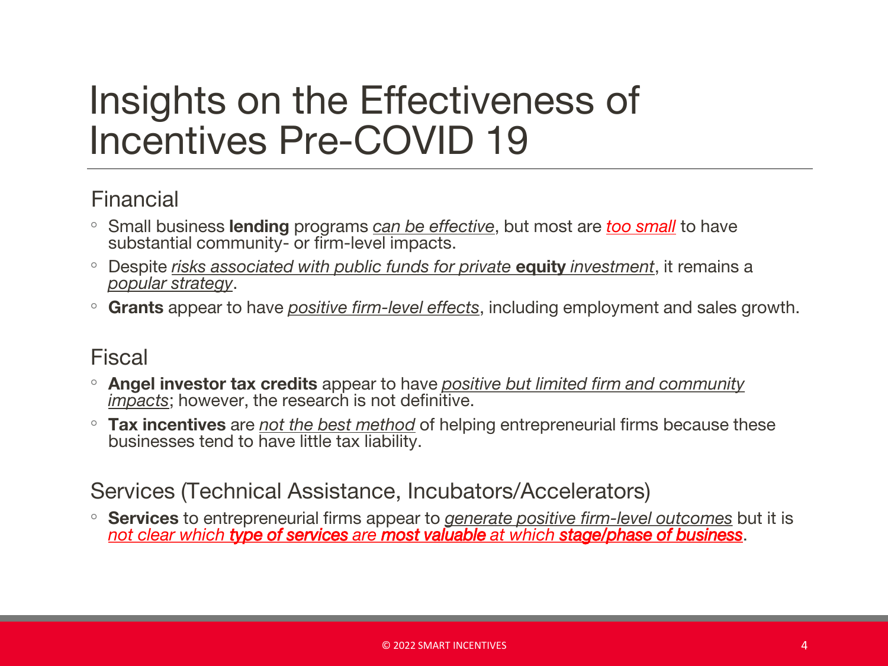# Insights on the Effectiveness of Incentives Pre-COVID 19

## Financial

- Small business **lending** programs *can be effective*, but most are *too small* to have substantial community- or firm-level impacts.
- Despite *risks associated with public funds for private* **equity** *investment*, it remains a *popular strategy*.
- **Grants** appear to have *positive firm-level effects*, including employment and sales growth.

## Fiscal

- **Angel investor tax credits** appear to have *positive but limited firm and community impacts*; however, the research is not definitive.
- **Tax incentives** are *not the best method* of helping entrepreneurial firms because these businesses tend to have little tax liability.

## Services (Technical Assistance, Incubators/Accelerators)

- **Services** to entrepreneurial firms appear to *generate positive firm-level outcomes* but it is *not clear which* ***type of services*** *are* ***most valuable*** *at which* ***stage/phase of business***.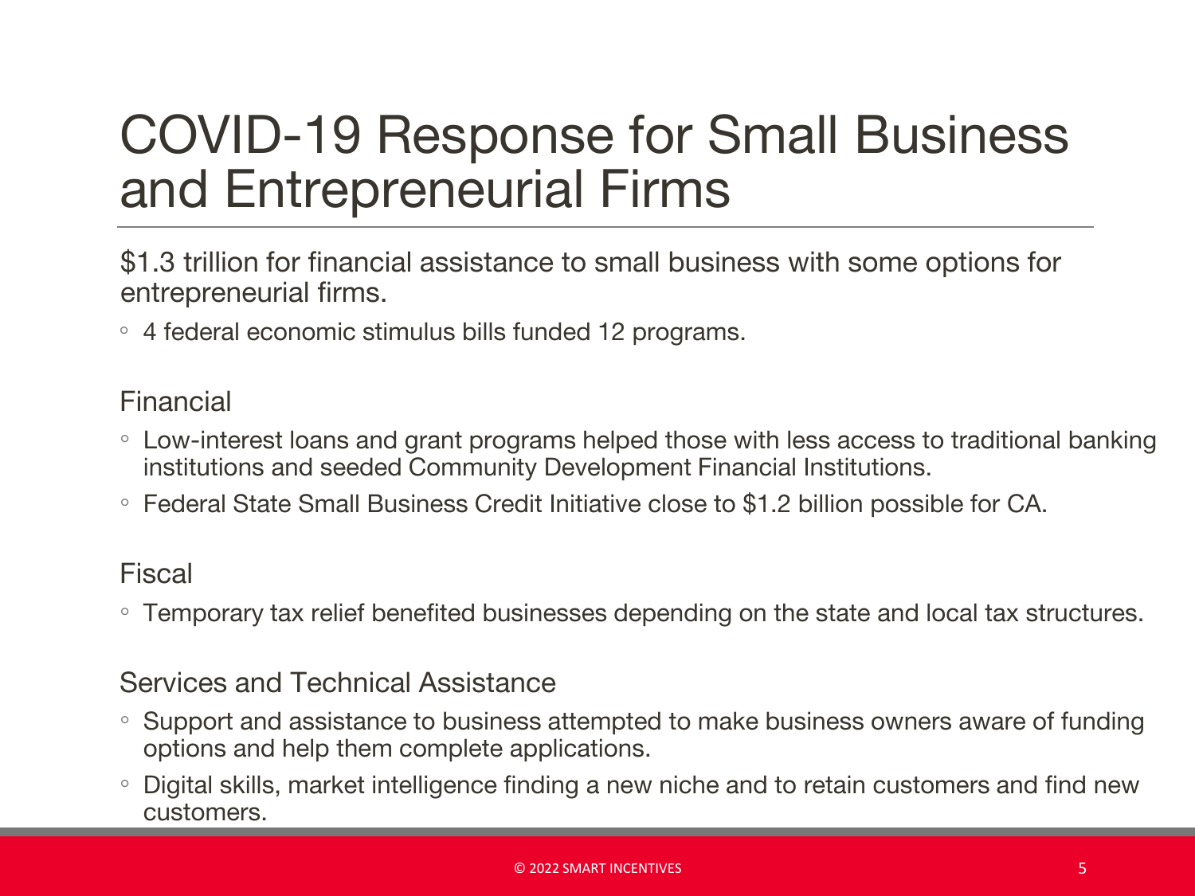# COVID-19 Response for Small Business and Entrepreneurial Firms

$1.3 trillion for financial assistance to small business with some options for entrepreneurial firms.

- 4 federal economic stimulus bills funded 12 programs.

Financial

- Low-interest loans and grant programs helped those with less access to traditional banking institutions and seeded Community Development Financial Institutions.
- Federal State Small Business Credit Initiative close to $1.2 billion possible for CA.

Fiscal

- Temporary tax relief benefited businesses depending on the state and local tax structures.

Services and Technical Assistance

- Support and assistance to business attempted to make business owners aware of funding options and help them complete applications.
- Digital skills, market intelligence finding a new niche and to retain customers and find new customers.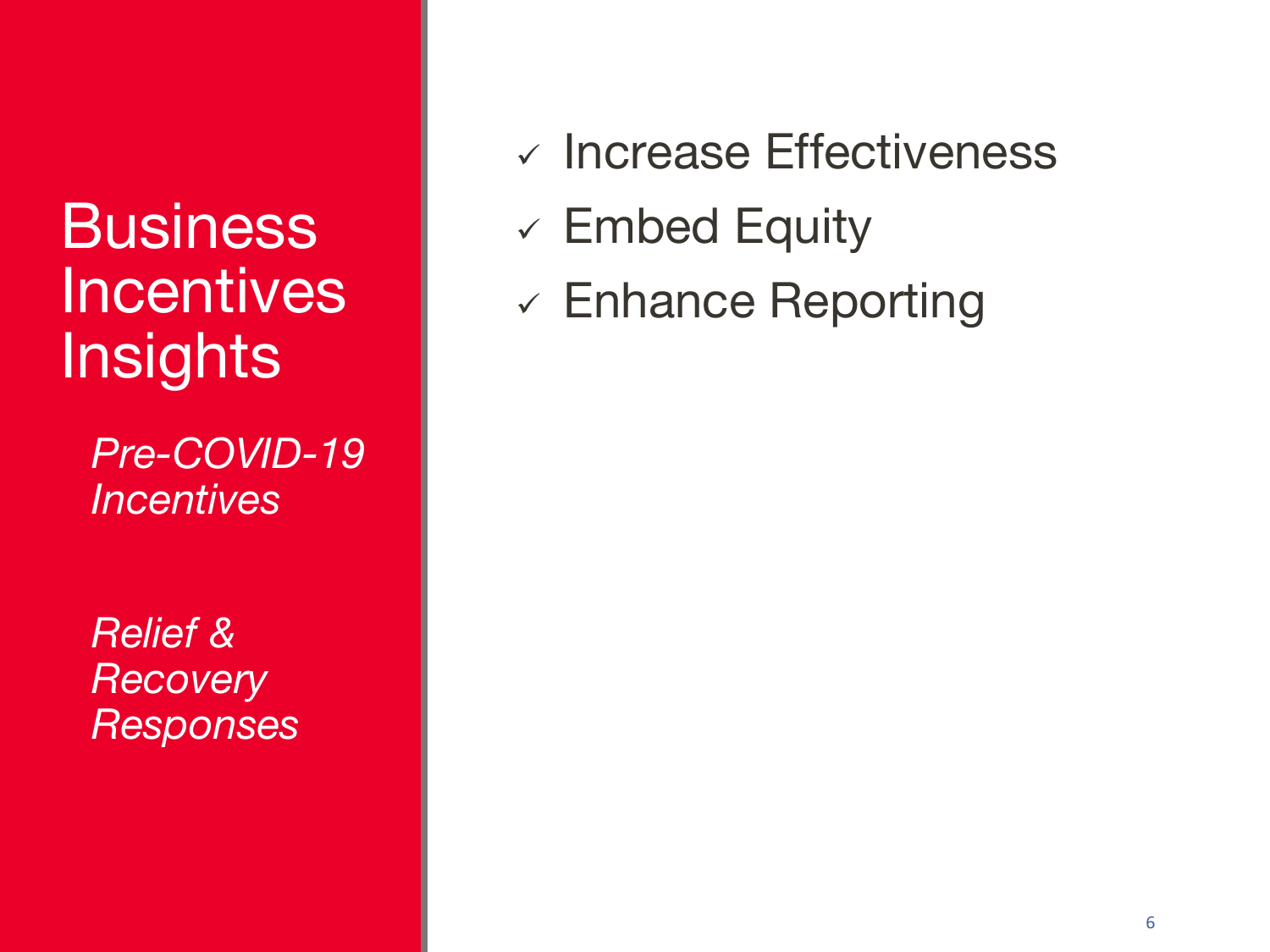# Business Incentives Insights

*Pre-COVID-19 Incentives*

*Relief & Recovery Responses*

- ✓ Increase Effectiveness
- ✓ Embed Equity
- ✓ Enhance Reporting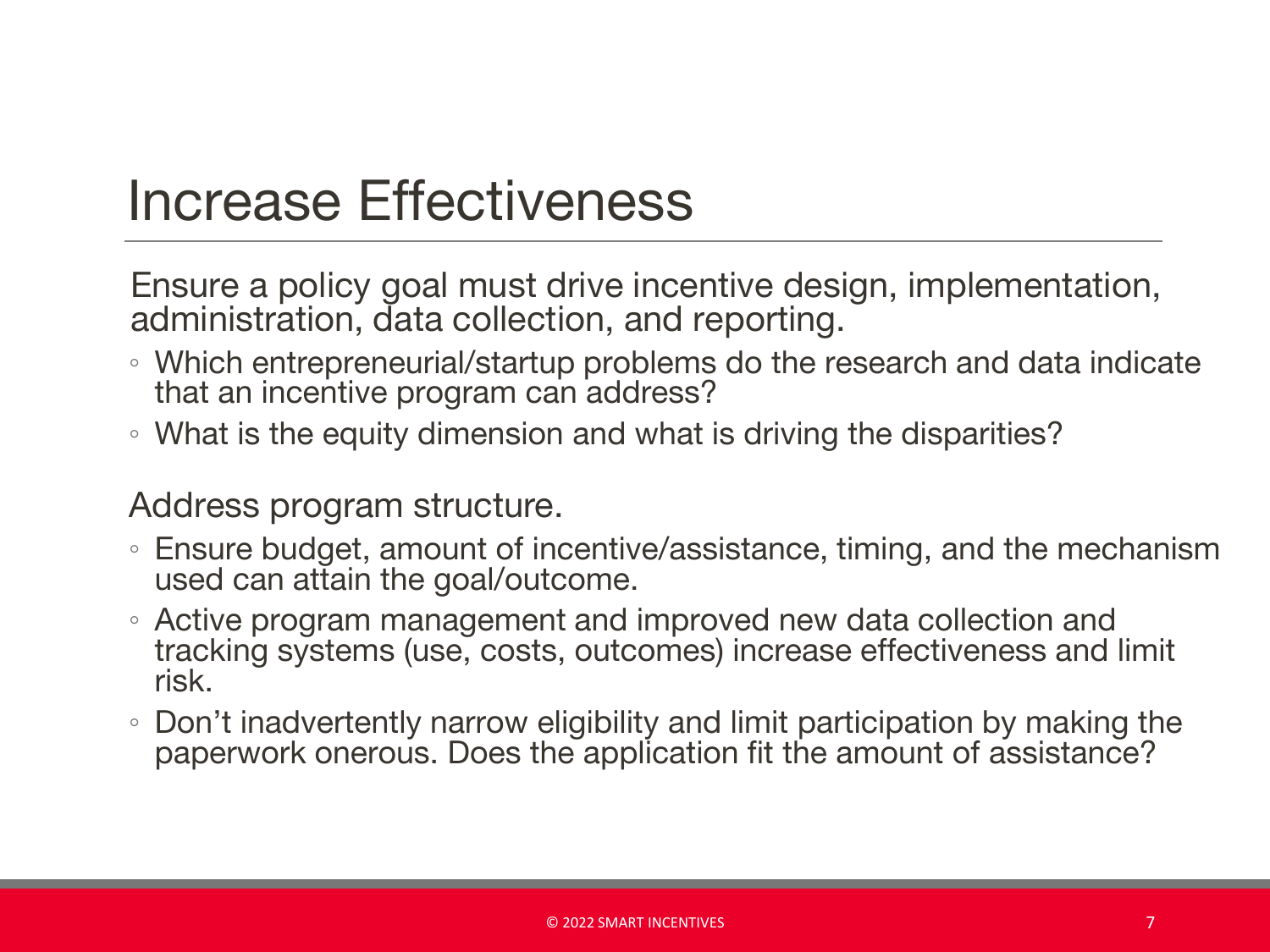# Increase Effectiveness

Ensure a policy goal must drive incentive design, implementation, administration, data collection, and reporting.

- Which entrepreneurial/startup problems do the research and data indicate that an incentive program can address?
- What is the equity dimension and what is driving the disparities?

Address program structure.

- Ensure budget, amount of incentive/assistance, timing, and the mechanism used can attain the goal/outcome.
- Active program management and improved new data collection and tracking systems (use, costs, outcomes) increase effectiveness and limit risk.
- Don't inadvertently narrow eligibility and limit participation by making the paperwork onerous. Does the application fit the amount of assistance?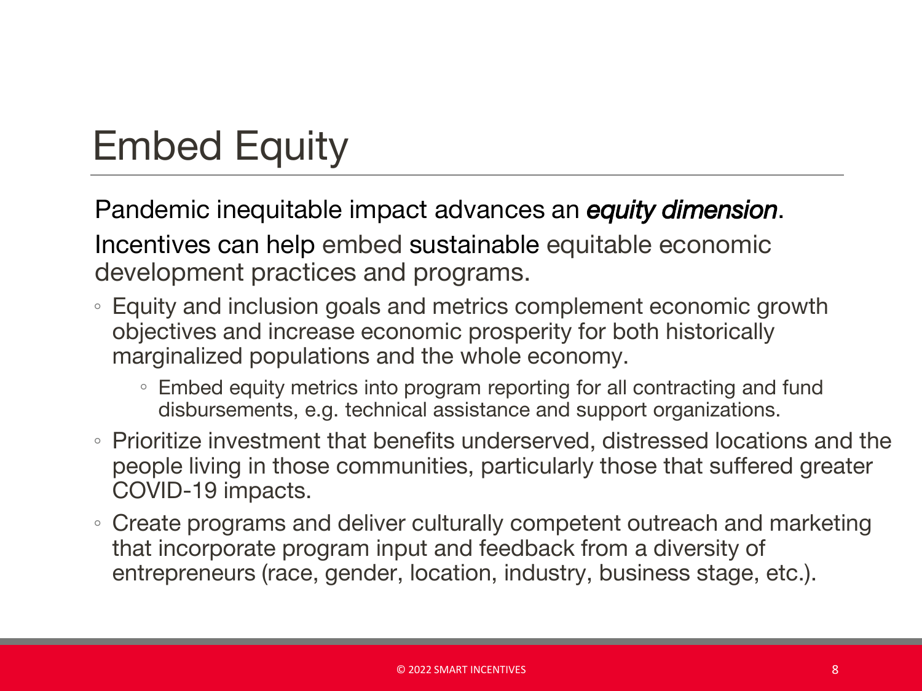# Embed Equity

Pandemic inequitable impact advances an ***equity dimension***.

Incentives can help embed sustainable equitable economic development practices and programs.

- Equity and inclusion goals and metrics complement economic growth objectives and increase economic prosperity for both historically marginalized populations and the whole economy.
  - Embed equity metrics into program reporting for all contracting and fund disbursements, e.g. technical assistance and support organizations.
- Prioritize investment that benefits underserved, distressed locations and the people living in those communities, particularly those that suffered greater COVID-19 impacts.
- Create programs and deliver culturally competent outreach and marketing that incorporate program input and feedback from a diversity of entrepreneurs (race, gender, location, industry, business stage, etc.).

© 2022 SMART INCENTIVES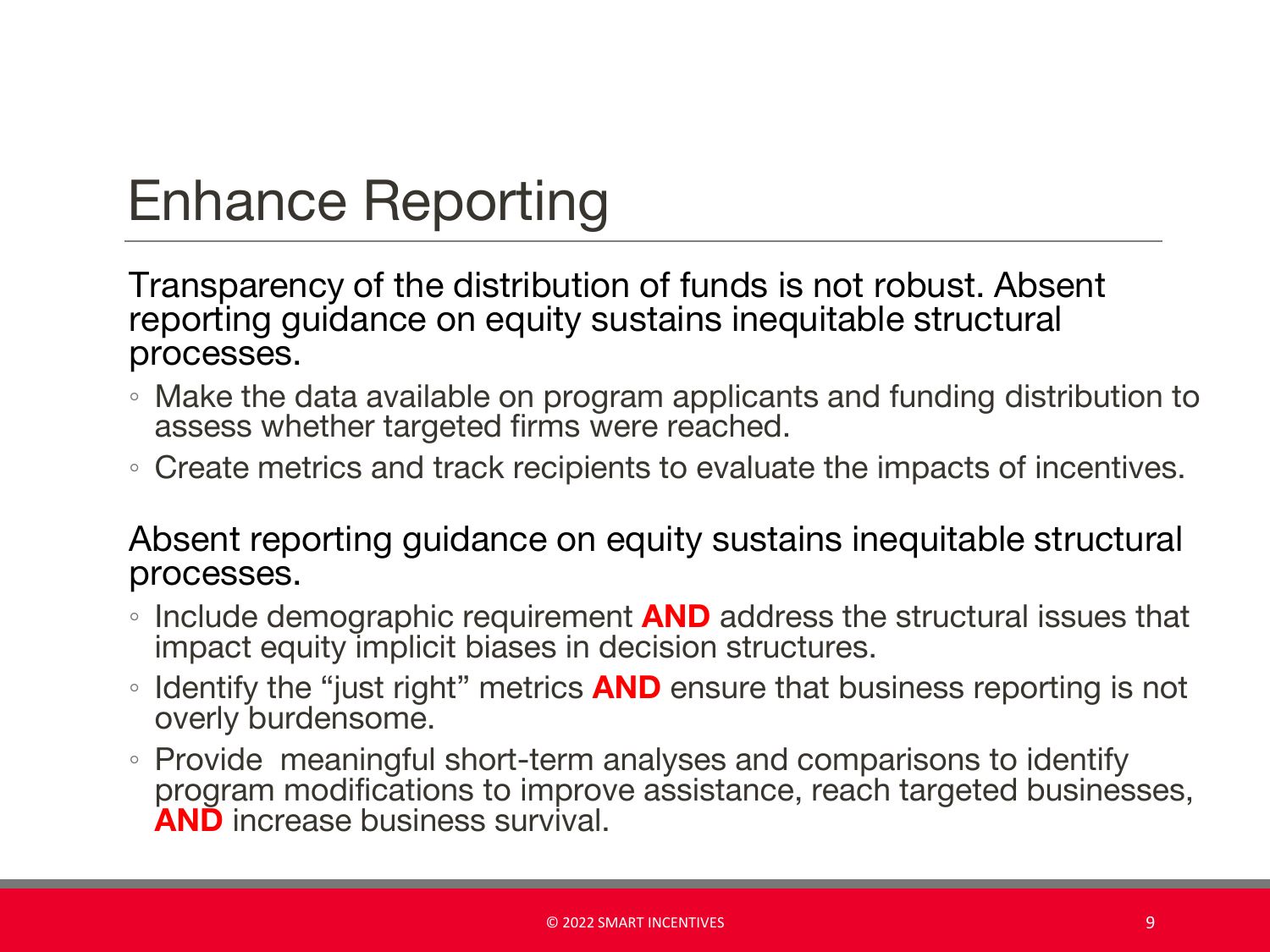# Enhance Reporting

Transparency of the distribution of funds is not robust. Absent reporting guidance on equity sustains inequitable structural processes.

- Make the data available on program applicants and funding distribution to assess whether targeted firms were reached.
- Create metrics and track recipients to evaluate the impacts of incentives.

Absent reporting guidance on equity sustains inequitable structural processes.

- Include demographic requirement **AND** address the structural issues that impact equity implicit biases in decision structures.
- Identify the "just right" metrics **AND** ensure that business reporting is not overly burdensome.
- Provide meaningful short-term analyses and comparisons to identify program modifications to improve assistance, reach targeted businesses, **AND** increase business survival.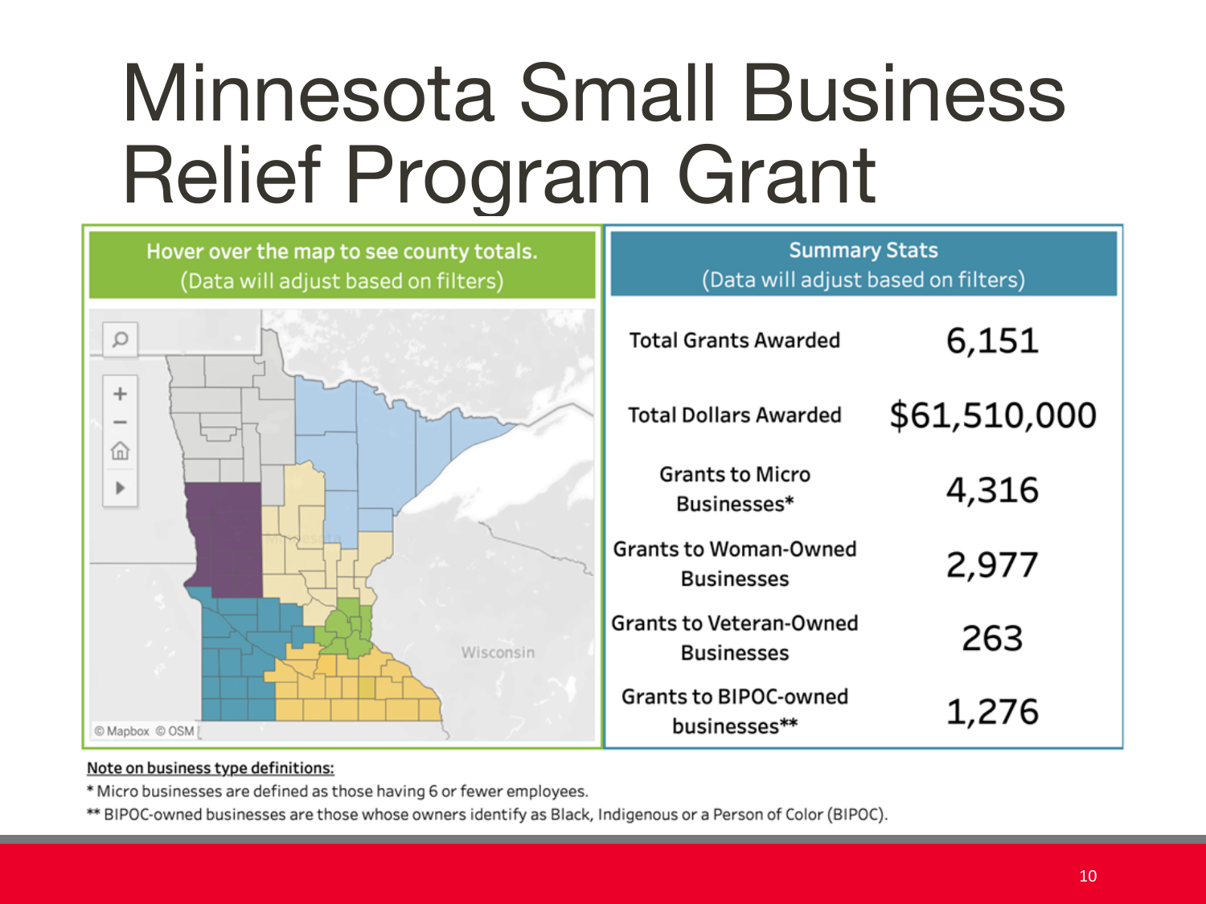# Minnesota Small Business Relief Program Grant

Hover over the map to see county totals.
(Data will adjust based on filters)

© Mapbox © OSM

**Summary Stats**
(Data will adjust based on filters)

| | |
|---|---|
| Total Grants Awarded | 6,151 |
| Total Dollars Awarded | $61,510,000 |
| Grants to Micro Businesses* | 4,316 |
| Grants to Woman-Owned Businesses | 2,977 |
| Grants to Veteran-Owned Businesses | 263 |
| Grants to BIPOC-owned businesses** | 1,276 |

<u>Note on business type definitions:</u>

* Micro businesses are defined as those having 6 or fewer employees.

** BIPOC-owned businesses are those whose owners identify as Black, Indigenous or a Person of Color (BIPOC).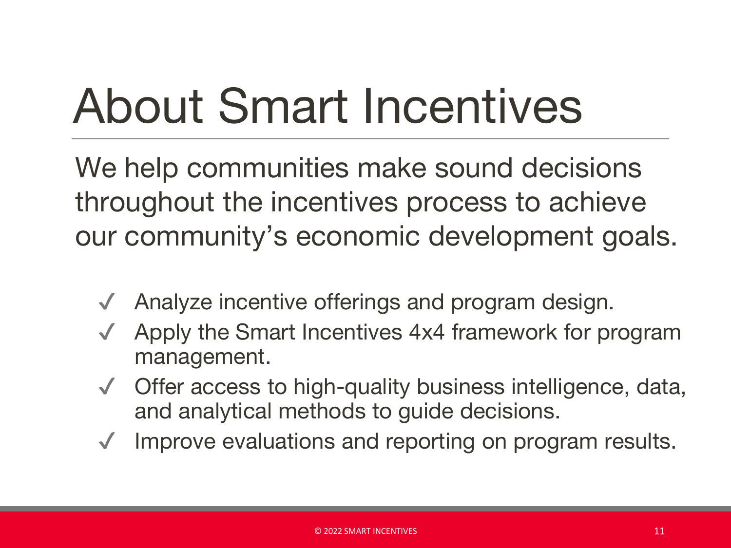# About Smart Incentives

We help communities make sound decisions throughout the incentives process to achieve our community's economic development goals.

- ✓ Analyze incentive offerings and program design.
- ✓ Apply the Smart Incentives 4x4 framework for program management.
- ✓ Offer access to high-quality business intelligence, data, and analytical methods to guide decisions.
- ✓ Improve evaluations and reporting on program results.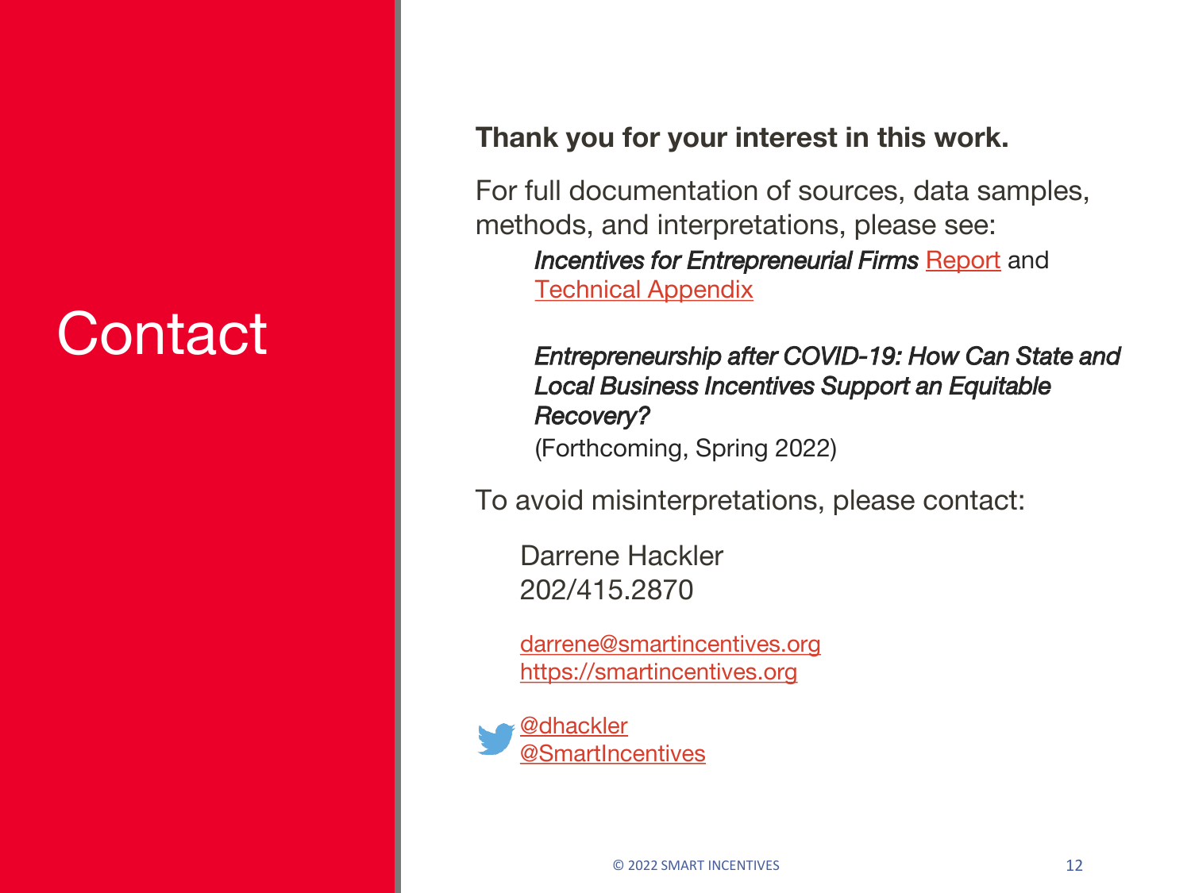# Contact

**Thank you for your interest in this work.**

For full documentation of sources, data samples, methods, and interpretations, please see:

*Incentives for Entrepreneurial Firms* Report and Technical Appendix

*Entrepreneurship after COVID-19: How Can State and Local Business Incentives Support an Equitable Recovery?*
(Forthcoming, Spring 2022)

To avoid misinterpretations, please contact:

Darrene Hackler
202/415.2870

darrene@smartincentives.org
https://smartincentives.org

@dhackler
@SmartIncentives

© 2022 SMART INCENTIVES